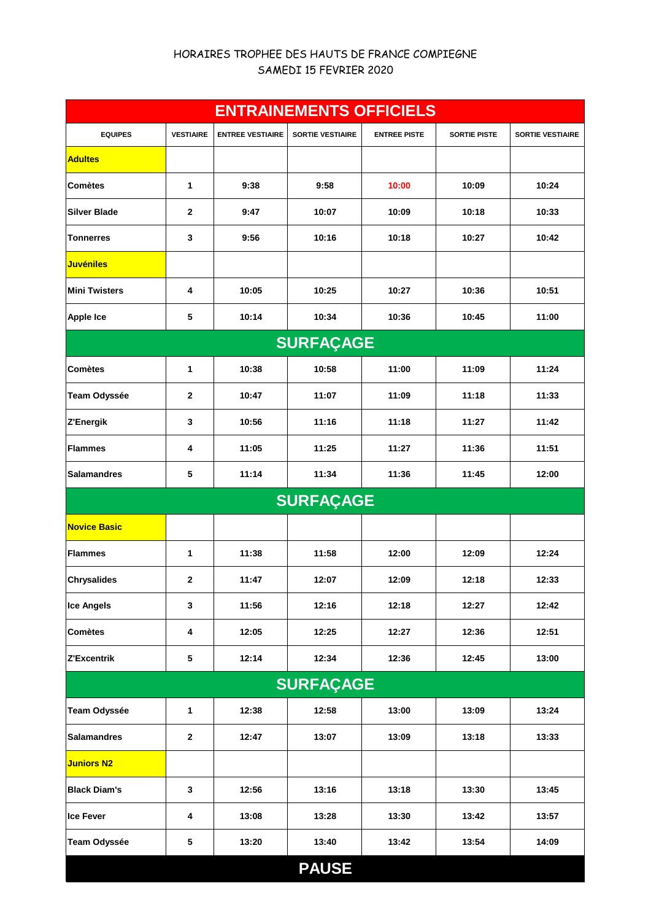HORAIRES TROPHEE DES HAUTS DE FRANCE COMPIEGNE
SAMEDI 15 FEVRIER 2020

| ENTRAINEMENTS OFFICIELS | | | | | | |
|---|---|---|---|---|---|---|
| **EQUIPES** | **VESTIAIRE** | **ENTREE VESTIAIRE** | **SORTIE VESTIAIRE** | **ENTREE PISTE** | **SORTIE PISTE** | **SORTIE VESTIAIRE** |
| **Adultes** | | | | | | |
| **Comètes** | 1 | 9:38 | 9:58 | 10:00 | 10:09 | 10:24 |
| **Silver Blade** | 2 | 9:47 | 10:07 | 10:09 | 10:18 | 10:33 |
| **Tonnerres** | 3 | 9:56 | 10:16 | 10:18 | 10:27 | 10:42 |
| **Juvéniles** | | | | | | |
| **Mini Twisters** | 4 | 10:05 | 10:25 | 10:27 | 10:36 | 10:51 |
| **Apple Ice** | 5 | 10:14 | 10:34 | 10:36 | 10:45 | 11:00 |
| **SURFAÇAGE** | | | | | | |
| **Comètes** | 1 | 10:38 | 10:58 | 11:00 | 11:09 | 11:24 |
| **Team Odyssée** | 2 | 10:47 | 11:07 | 11:09 | 11:18 | 11:33 |
| **Z'Energik** | 3 | 10:56 | 11:16 | 11:18 | 11:27 | 11:42 |
| **Flammes** | 4 | 11:05 | 11:25 | 11:27 | 11:36 | 11:51 |
| **Salamandres** | 5 | 11:14 | 11:34 | 11:36 | 11:45 | 12:00 |
| **SURFAÇAGE** | | | | | | |
| **Novice Basic** | | | | | | |
| **Flammes** | 1 | 11:38 | 11:58 | 12:00 | 12:09 | 12:24 |
| **Chrysalides** | 2 | 11:47 | 12:07 | 12:09 | 12:18 | 12:33 |
| **Ice Angels** | 3 | 11:56 | 12:16 | 12:18 | 12:27 | 12:42 |
| **Comètes** | 4 | 12:05 | 12:25 | 12:27 | 12:36 | 12:51 |
| **Z'Excentrik** | 5 | 12:14 | 12:34 | 12:36 | 12:45 | 13:00 |
| **SURFAÇAGE** | | | | | | |
| **Team Odyssée** | 1 | 12:38 | 12:58 | 13:00 | 13:09 | 13:24 |
| **Salamandres** | 2 | 12:47 | 13:07 | 13:09 | 13:18 | 13:33 |
| **Juniors N2** | | | | | | |
| **Black Diam's** | 3 | 12:56 | 13:16 | 13:18 | 13:30 | 13:45 |
| **Ice Fever** | 4 | 13:08 | 13:28 | 13:30 | 13:42 | 13:57 |
| **Team Odyssée** | 5 | 13:20 | 13:40 | 13:42 | 13:54 | 14:09 |
| **PAUSE** | | | | | | |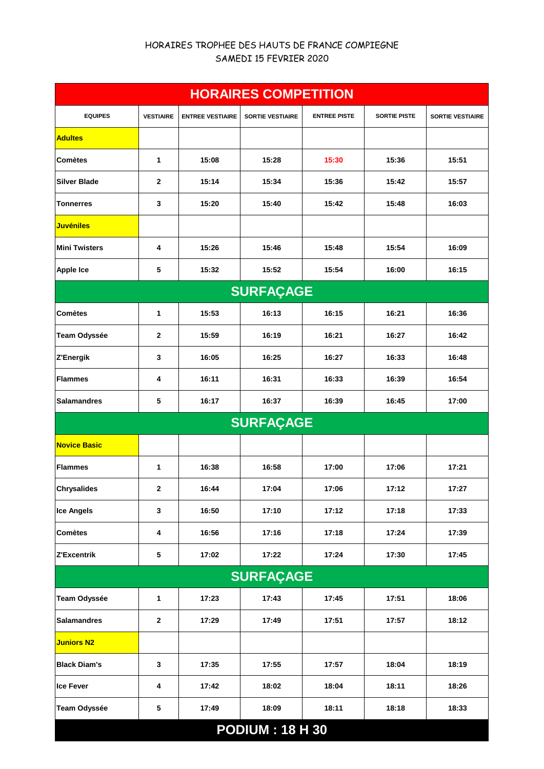HORAIRES TROPHEE DES HAUTS DE FRANCE COMPIEGNE

SAMEDI 15 FEVRIER 2020

| HORAIRES COMPETITION | | | | | | |
|---|---|---|---|---|---|---|
| **EQUIPES** | **VESTIAIRE** | **ENTREE VESTIAIRE** | **SORTIE VESTIAIRE** | **ENTREE PISTE** | **SORTIE PISTE** | **SORTIE VESTIAIRE** |
| **Adultes** | | | | | | |
| **Comètes** | **1** | **15:08** | **15:28** | **15:30** | **15:36** | **15:51** |
| **Silver Blade** | **2** | **15:14** | **15:34** | **15:36** | **15:42** | **15:57** |
| **Tonnerres** | **3** | **15:20** | **15:40** | **15:42** | **15:48** | **16:03** |
| **Juvéniles** | | | | | | |
| **Mini Twisters** | **4** | **15:26** | **15:46** | **15:48** | **15:54** | **16:09** |
| **Apple Ice** | **5** | **15:32** | **15:52** | **15:54** | **16:00** | **16:15** |
| **SURFAÇAGE** | | | | | | |
| **Comètes** | **1** | **15:53** | **16:13** | **16:15** | **16:21** | **16:36** |
| **Team Odyssée** | **2** | **15:59** | **16:19** | **16:21** | **16:27** | **16:42** |
| **Z'Energik** | **3** | **16:05** | **16:25** | **16:27** | **16:33** | **16:48** |
| **Flammes** | **4** | **16:11** | **16:31** | **16:33** | **16:39** | **16:54** |
| **Salamandres** | **5** | **16:17** | **16:37** | **16:39** | **16:45** | **17:00** |
| **SURFAÇAGE** | | | | | | |
| **Novice Basic** | | | | | | |
| **Flammes** | **1** | **16:38** | **16:58** | **17:00** | **17:06** | **17:21** |
| **Chrysalides** | **2** | **16:44** | **17:04** | **17:06** | **17:12** | **17:27** |
| **Ice Angels** | **3** | **16:50** | **17:10** | **17:12** | **17:18** | **17:33** |
| **Comètes** | **4** | **16:56** | **17:16** | **17:18** | **17:24** | **17:39** |
| **Z'Excentrik** | **5** | **17:02** | **17:22** | **17:24** | **17:30** | **17:45** |
| **SURFAÇAGE** | | | | | | |
| **Team Odyssée** | **1** | **17:23** | **17:43** | **17:45** | **17:51** | **18:06** |
| **Salamandres** | **2** | **17:29** | **17:49** | **17:51** | **17:57** | **18:12** |
| **Juniors N2** | | | | | | |
| **Black Diam's** | **3** | **17:35** | **17:55** | **17:57** | **18:04** | **18:19** |
| **Ice Fever** | **4** | **17:42** | **18:02** | **18:04** | **18:11** | **18:26** |
| **Team Odyssée** | **5** | **17:49** | **18:09** | **18:11** | **18:18** | **18:33** |
| **PODIUM : 18 H 30** | | | | | | |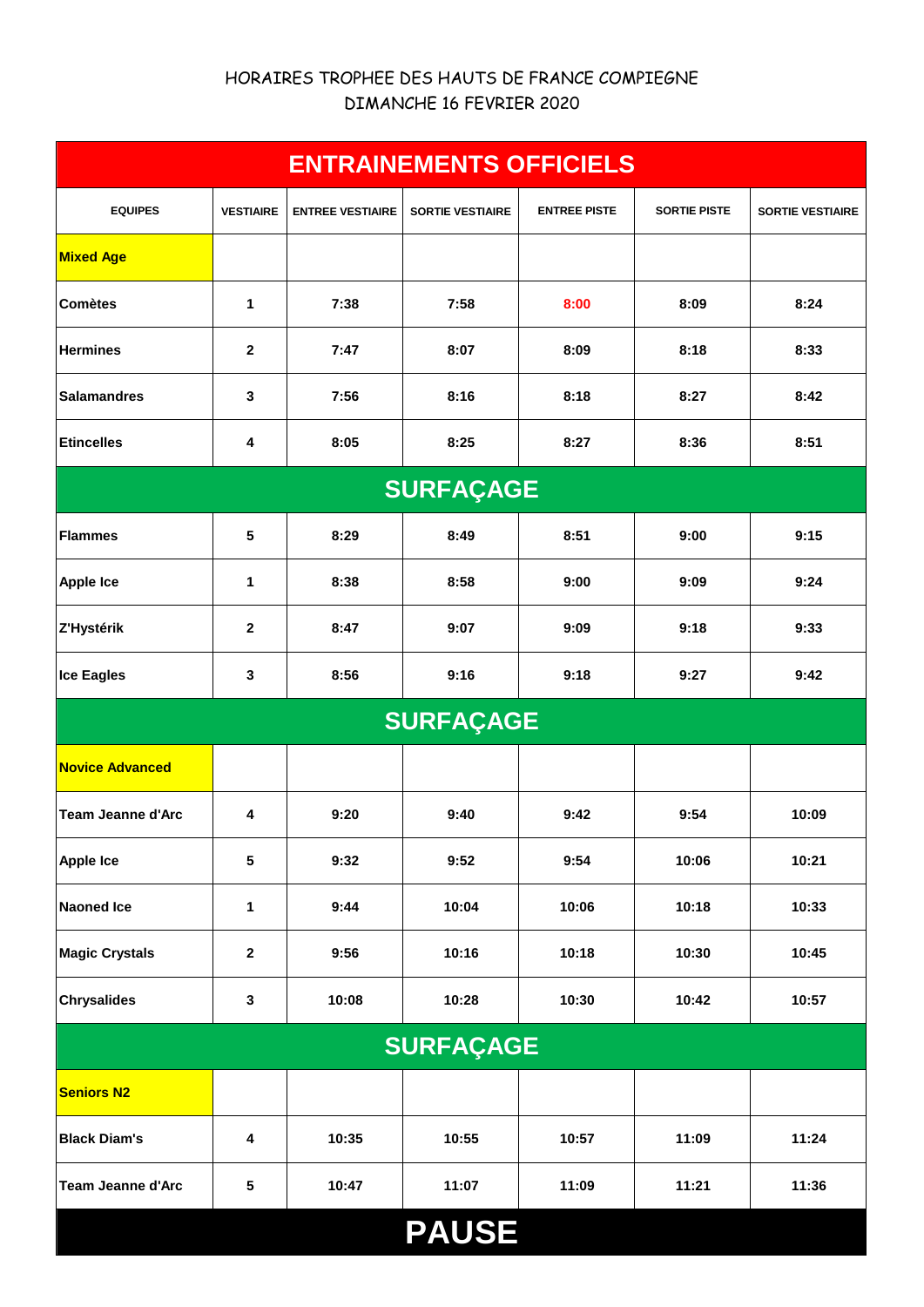HORAIRES TROPHEE DES HAUTS DE FRANCE COMPIEGNE
DIMANCHE 16 FEVRIER 2020

| ENTRAINEMENTS OFFICIELS | | | | | | |
|---|---|---|---|---|---|---|
| **EQUIPES** | **VESTIAIRE** | **ENTREE VESTIAIRE** | **SORTIE VESTIAIRE** | **ENTREE PISTE** | **SORTIE PISTE** | **SORTIE VESTIAIRE** |
| **Mixed Age** | | | | | | |
| **Comètes** | **1** | **7:38** | **7:58** | **8:00** | **8:09** | **8:24** |
| **Hermines** | **2** | **7:47** | **8:07** | **8:09** | **8:18** | **8:33** |
| **Salamandres** | **3** | **7:56** | **8:16** | **8:18** | **8:27** | **8:42** |
| **Etincelles** | **4** | **8:05** | **8:25** | **8:27** | **8:36** | **8:51** |
| **SURFAÇAGE** | | | | | | |
| **Flammes** | **5** | **8:29** | **8:49** | **8:51** | **9:00** | **9:15** |
| **Apple Ice** | **1** | **8:38** | **8:58** | **9:00** | **9:09** | **9:24** |
| **Z'Hystérik** | **2** | **8:47** | **9:07** | **9:09** | **9:18** | **9:33** |
| **Ice Eagles** | **3** | **8:56** | **9:16** | **9:18** | **9:27** | **9:42** |
| **SURFAÇAGE** | | | | | | |
| **Novice Advanced** | | | | | | |
| **Team Jeanne d'Arc** | **4** | **9:20** | **9:40** | **9:42** | **9:54** | **10:09** |
| **Apple Ice** | **5** | **9:32** | **9:52** | **9:54** | **10:06** | **10:21** |
| **Naoned Ice** | **1** | **9:44** | **10:04** | **10:06** | **10:18** | **10:33** |
| **Magic Crystals** | **2** | **9:56** | **10:16** | **10:18** | **10:30** | **10:45** |
| **Chrysalides** | **3** | **10:08** | **10:28** | **10:30** | **10:42** | **10:57** |
| **SURFAÇAGE** | | | | | | |
| **Seniors N2** | | | | | | |
| **Black Diam's** | **4** | **10:35** | **10:55** | **10:57** | **11:09** | **11:24** |
| **Team Jeanne d'Arc** | **5** | **10:47** | **11:07** | **11:09** | **11:21** | **11:36** |
| **PAUSE** | | | | | | |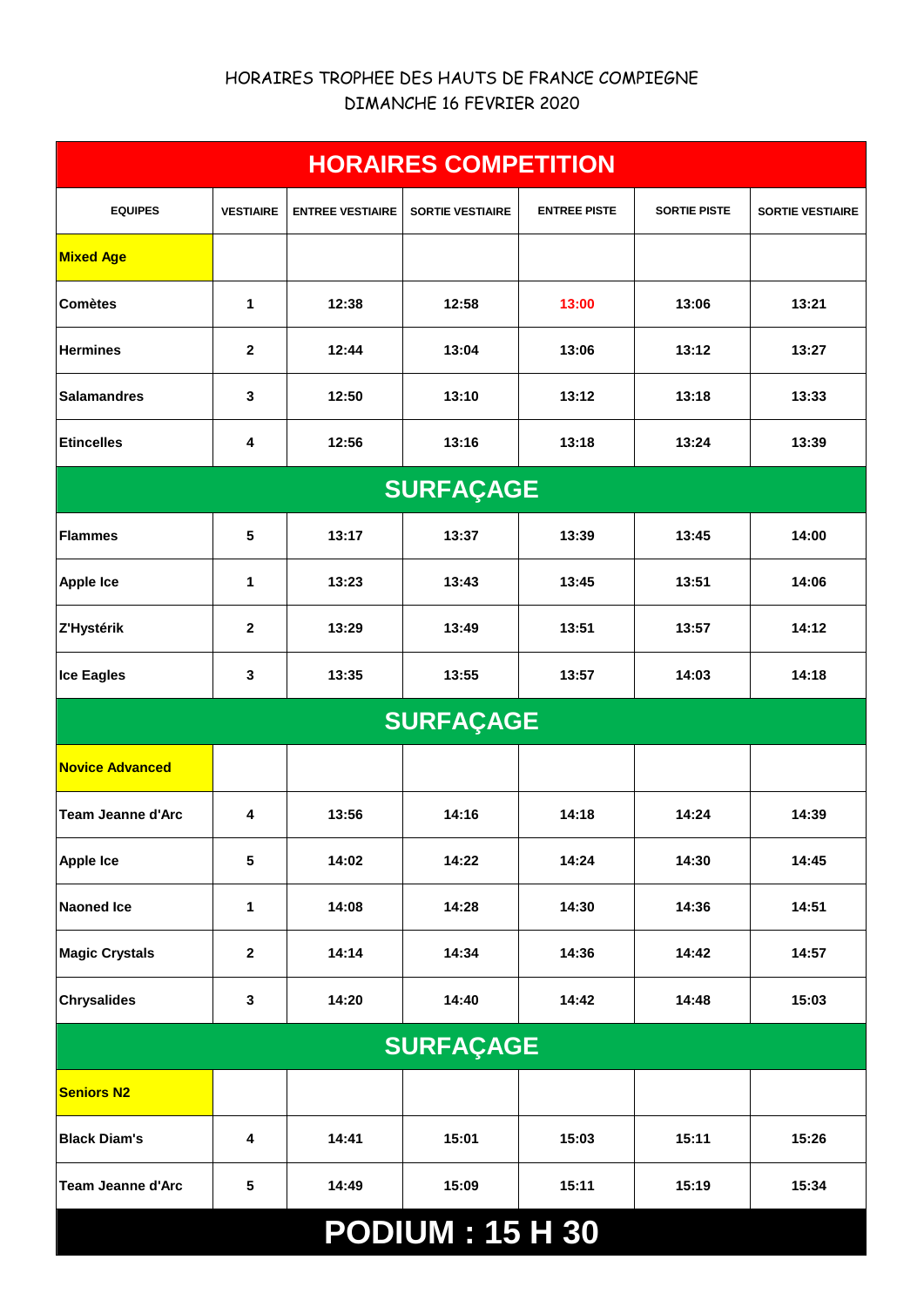HORAIRES TROPHEE DES HAUTS DE FRANCE COMPIEGNE

DIMANCHE 16 FEVRIER 2020

| HORAIRES COMPETITION | | | | | | |
|---|---|---|---|---|---|---|
| **EQUIPES** | **VESTIAIRE** | **ENTREE VESTIAIRE** | **SORTIE VESTIAIRE** | **ENTREE PISTE** | **SORTIE PISTE** | **SORTIE VESTIAIRE** |
| **Mixed Age** | | | | | | |
| **Comètes** | **1** | **12:38** | **12:58** | **13:00** | **13:06** | **13:21** |
| **Hermines** | **2** | **12:44** | **13:04** | **13:06** | **13:12** | **13:27** |
| **Salamandres** | **3** | **12:50** | **13:10** | **13:12** | **13:18** | **13:33** |
| **Etincelles** | **4** | **12:56** | **13:16** | **13:18** | **13:24** | **13:39** |
| **SURFAÇAGE** | | | | | | |
| **Flammes** | **5** | **13:17** | **13:37** | **13:39** | **13:45** | **14:00** |
| **Apple Ice** | **1** | **13:23** | **13:43** | **13:45** | **13:51** | **14:06** |
| **Z'Hystérik** | **2** | **13:29** | **13:49** | **13:51** | **13:57** | **14:12** |
| **Ice Eagles** | **3** | **13:35** | **13:55** | **13:57** | **14:03** | **14:18** |
| **SURFAÇAGE** | | | | | | |
| **Novice Advanced** | | | | | | |
| **Team Jeanne d'Arc** | **4** | **13:56** | **14:16** | **14:18** | **14:24** | **14:39** |
| **Apple Ice** | **5** | **14:02** | **14:22** | **14:24** | **14:30** | **14:45** |
| **Naoned Ice** | **1** | **14:08** | **14:28** | **14:30** | **14:36** | **14:51** |
| **Magic Crystals** | **2** | **14:14** | **14:34** | **14:36** | **14:42** | **14:57** |
| **Chrysalides** | **3** | **14:20** | **14:40** | **14:42** | **14:48** | **15:03** |
| **SURFAÇAGE** | | | | | | |
| **Seniors N2** | | | | | | |
| **Black Diam's** | **4** | **14:41** | **15:01** | **15:03** | **15:11** | **15:26** |
| **Team Jeanne d'Arc** | **5** | **14:49** | **15:09** | **15:11** | **15:19** | **15:34** |
| **PODIUM : 15 H 30** | | | | | | |